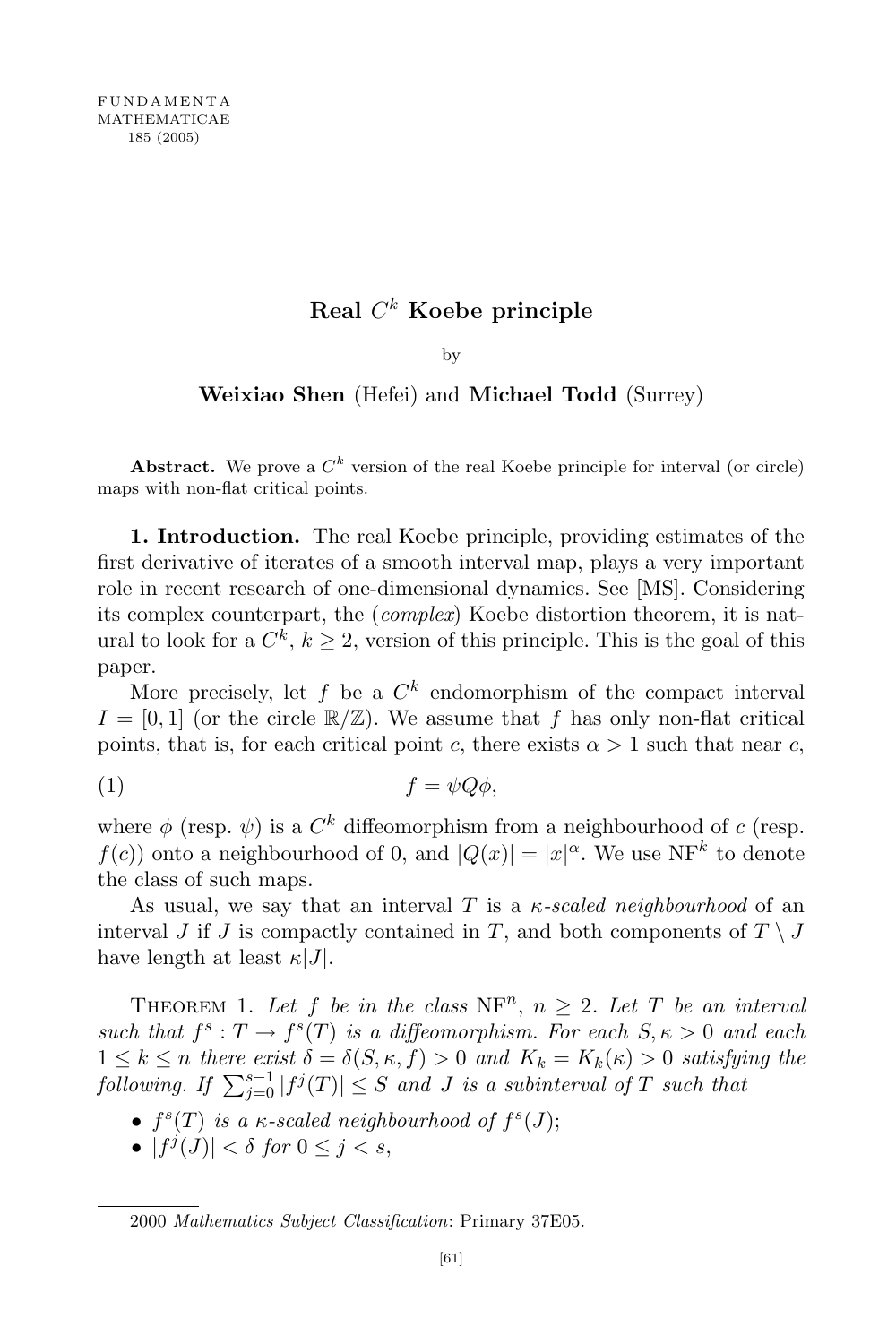# Real $C^k$ Koebe principle

by

**Weixiao Shen** (Hefei) and **Michael Todd** (Surrey)

**Abstract.** We prove a $C^k$ version of the real Koebe principle for interval (or circle) maps with non-flat critical points.

**1. Introduction.** The real Koebe principle, providing estimates of the first derivative of iterates of a smooth interval map, plays a very important role in recent research of one-dimensional dynamics. See [MS]. Considering its complex counterpart, the (*complex*) Koebe distortion theorem, it is natural to look for a $C^k$, $k \geq 2$, version of this principle. This is the goal of this paper.

More precisely, let $f$ be a $C^k$ endomorphism of the compact interval $I = [0, 1]$ (or the circle $\mathbb{R}/\mathbb{Z}$). We assume that $f$ has only non-flat critical points, that is, for each critical point $c$, there exists $\alpha > 1$ such that near $c$,

$$f = \psi Q \phi, \tag{1}$$

where $\phi$ (resp. $\psi$) is a $C^k$ diffeomorphism from a neighbourhood of $c$ (resp. $f(c)$) onto a neighbourhood of 0, and $|Q(x)| = |x|^\alpha$. We use $\mathrm{NF}^k$ to denote the class of such maps.

As usual, we say that an interval $T$ is a *$\kappa$-scaled neighbourhood* of an interval $J$ if $J$ is compactly contained in $T$, and both components of $T \setminus J$ have length at least $\kappa|J|$.

Theorem 1. *Let $f$ be in the class $\mathrm{NF}^n$, $n \geq 2$. Let $T$ be an interval such that $f^s : T \to f^s(T)$ is a diffeomorphism. For each $S, \kappa > 0$ and each $1 \leq k \leq n$ there exist $\delta = \delta(S, \kappa, f) > 0$ and $K_k = K_k(\kappa) > 0$ satisfying the following. If $\sum_{j=0}^{s-1} |f^j(T)| \leq S$ and $J$ is a subinterval of $T$ such that*

- *$f^s(T)$ is a $\kappa$-scaled neighbourhood of $f^s(J)$;*
- *$|f^j(J)| < \delta$ for $0 \leq j < s$,*

2000 *Mathematics Subject Classification*: Primary 37E05.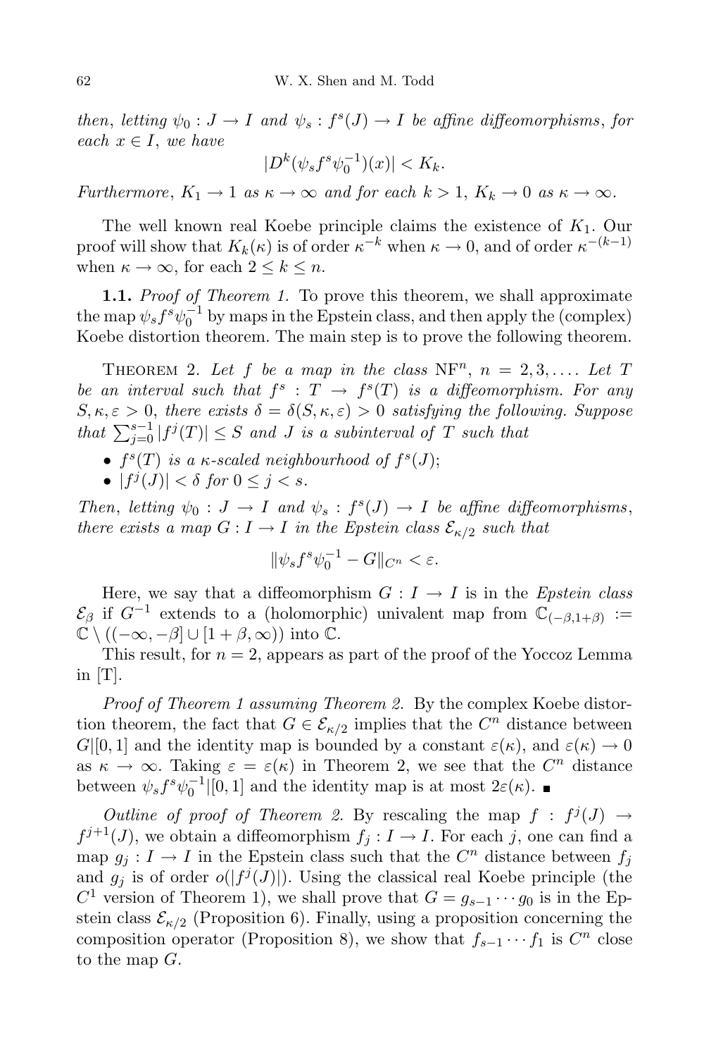*then, letting $\psi_0 : J \to I$ and $\psi_s : f^s(J) \to I$ be affine diffeomorphisms, for each $x \in I$, we have*

$$|D^k(\psi_s f^s \psi_0^{-1})(x)| < K_k.$$

*Furthermore, $K_1 \to 1$ as $\kappa \to \infty$ and for each $k > 1$, $K_k \to 0$ as $\kappa \to \infty$.*

The well known real Koebe principle claims the existence of $K_1$. Our proof will show that $K_k(\kappa)$ is of order $\kappa^{-k}$ when $\kappa \to 0$, and of order $\kappa^{-(k-1)}$ when $\kappa \to \infty$, for each $2 \le k \le n$.

**1.1.** *Proof of Theorem 1.* To prove this theorem, we shall approximate the map $\psi_s f^s \psi_0^{-1}$ by maps in the Epstein class, and then apply the (complex) Koebe distortion theorem. The main step is to prove the following theorem.

THEOREM 2. *Let $f$ be a map in the class $\mathrm{NF}^n$, $n = 2, 3, \ldots$. Let $T$ be an interval such that $f^s : T \to f^s(T)$ is a diffeomorphism. For any $S, \kappa, \varepsilon > 0$, there exists $\delta = \delta(S, \kappa, \varepsilon) > 0$ satisfying the following. Suppose that $\sum_{j=0}^{s-1} |f^j(T)| \le S$ and $J$ is a subinterval of $T$ such that*

- *$f^s(T)$ is a $\kappa$-scaled neighbourhood of $f^s(J)$;*
- *$|f^j(J)| < \delta$ for $0 \le j < s$.*

*Then, letting $\psi_0 : J \to I$ and $\psi_s : f^s(J) \to I$ be affine diffeomorphisms, there exists a map $G : I \to I$ in the Epstein class $\mathcal{E}_{\kappa/2}$ such that*

$$\|\psi_s f^s \psi_0^{-1} - G\|_{C^n} < \varepsilon.$$

Here, we say that a diffeomorphism $G : I \to I$ is in the *Epstein class* $\mathcal{E}_\beta$ if $G^{-1}$ extends to a (holomorphic) univalent map from $\mathbb{C}_{(-\beta, 1+\beta)} := \mathbb{C} \setminus ((-\infty, -\beta] \cup [1+\beta, \infty))$ into $\mathbb{C}$.

This result, for $n = 2$, appears as part of the proof of the Yoccoz Lemma in [T].

*Proof of Theorem 1 assuming Theorem 2.* By the complex Koebe distortion theorem, the fact that $G \in \mathcal{E}_{\kappa/2}$ implies that the $C^n$ distance between $G|[0,1]$ and the identity map is bounded by a constant $\varepsilon(\kappa)$, and $\varepsilon(\kappa) \to 0$ as $\kappa \to \infty$. Taking $\varepsilon = \varepsilon(\kappa)$ in Theorem 2, we see that the $C^n$ distance between $\psi_s f^s \psi_0^{-1}|[0,1]$ and the identity map is at most $2\varepsilon(\kappa)$. ∎

*Outline of proof of Theorem 2.* By rescaling the map $f : f^j(J) \to f^{j+1}(J)$, we obtain a diffeomorphism $f_j : I \to I$. For each $j$, one can find a map $g_j : I \to I$ in the Epstein class such that the $C^n$ distance between $f_j$ and $g_j$ is of order $o(|f^j(J)|)$. Using the classical real Koebe principle (the $C^1$ version of Theorem 1), we shall prove that $G = g_{s-1} \cdots g_0$ is in the Epstein class $\mathcal{E}_{\kappa/2}$ (Proposition 6). Finally, using a proposition concerning the composition operator (Proposition 8), we show that $f_{s-1} \cdots f_1$ is $C^n$ close to the map $G$.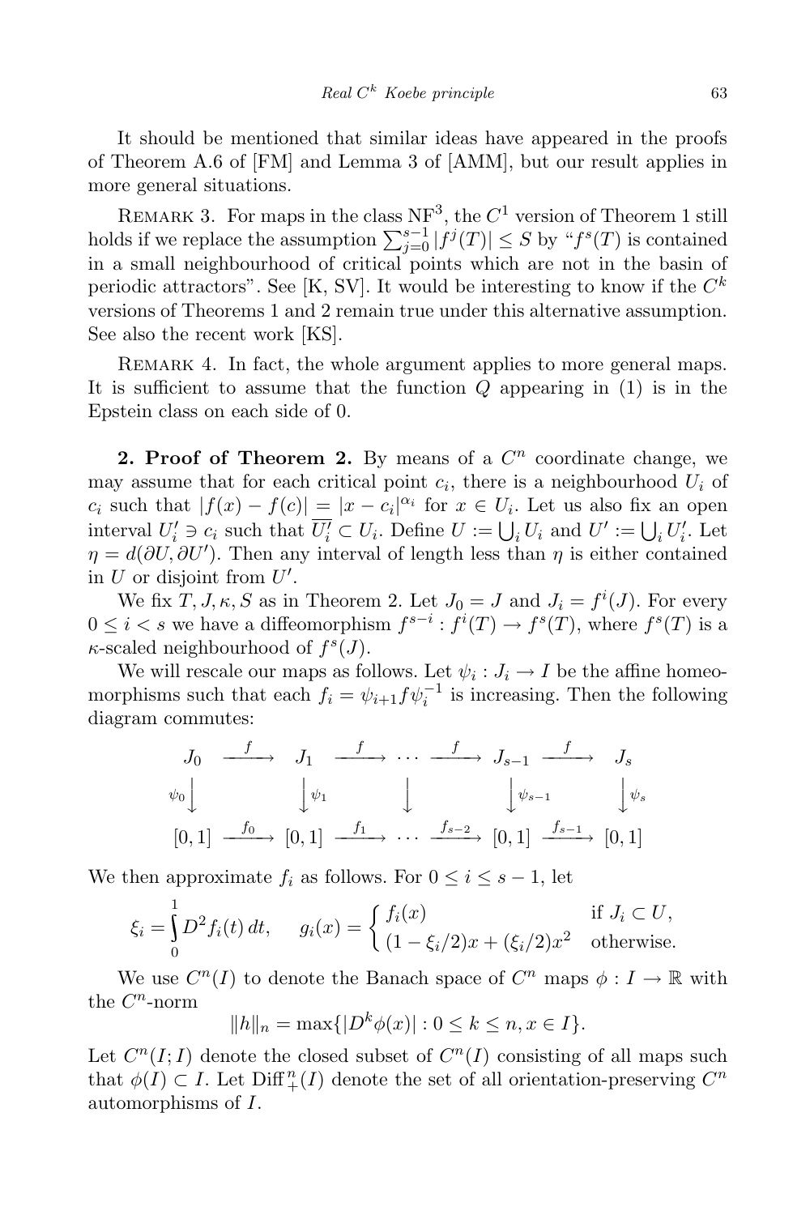It should be mentioned that similar ideas have appeared in the proofs of Theorem A.6 of [FM] and Lemma 3 of [AMM], but our result applies in more general situations.

Remark 3. For maps in the class $\mathrm{NF}^3$, the $C^1$ version of Theorem 1 still holds if we replace the assumption $\sum_{j=0}^{s-1} |f^j(T)| \le S$ by "$f^s(T)$ is contained in a small neighbourhood of critical points which are not in the basin of periodic attractors". See [K, SV]. It would be interesting to know if the $C^k$ versions of Theorems 1 and 2 remain true under this alternative assumption. See also the recent work [KS].

Remark 4. In fact, the whole argument applies to more general maps. It is sufficient to assume that the function $Q$ appearing in (1) is in the Epstein class on each side of 0.

**2. Proof of Theorem 2.** By means of a $C^n$ coordinate change, we may assume that for each critical point $c_i$, there is a neighbourhood $U_i$ of $c_i$ such that $|f(x) - f(c)| = |x - c_i|^{\alpha_i}$ for $x \in U_i$. Let us also fix an open interval $U_i' \ni c_i$ such that $\overline{U_i'} \subset U_i$. Define $U := \bigcup_i U_i$ and $U' := \bigcup_i U_i'$. Let $\eta = d(\partial U, \partial U')$. Then any interval of length less than $\eta$ is either contained in $U$ or disjoint from $U'$.

We fix $T, J, \kappa, S$ as in Theorem 2. Let $J_0 = J$ and $J_i = f^i(J)$. For every $0 \le i < s$ we have a diffeomorphism $f^{s-i} : f^i(T) \to f^s(T)$, where $f^s(T)$ is a $\kappa$-scaled neighbourhood of $f^s(J)$.

We will rescale our maps as follows. Let $\psi_i : J_i \to I$ be the affine homeomorphisms such that each $f_i = \psi_{i+1} f \psi_i^{-1}$ is increasing. Then the following diagram commutes:

$$
\begin{array}{ccccccccc}
J_0 & \xrightarrow{f} & J_1 & \xrightarrow{f} & \cdots & \xrightarrow{f} & J_{s-1} & \xrightarrow{f} & J_s \\
\downarrow{\scriptstyle \psi_0} & & \downarrow{\scriptstyle \psi_1} & & \downarrow & & \downarrow{\scriptstyle \psi_{s-1}} & & \downarrow{\scriptstyle \psi_s} \\
[0,1] & \xrightarrow{f_0} & [0,1] & \xrightarrow{f_1} & \cdots & \xrightarrow{f_{s-2}} & [0,1] & \xrightarrow{f_{s-1}} & [0,1]
\end{array}
$$

We then approximate $f_i$ as follows. For $0 \le i \le s-1$, let

$$
\xi_i = \int_0^1 D^2 f_i(t)\, dt, \qquad g_i(x) = \begin{cases} f_i(x) & \text{if } J_i \subset U, \\ (1 - \xi_i/2)x + (\xi_i/2)x^2 & \text{otherwise.} \end{cases}
$$

We use $C^n(I)$ to denote the Banach space of $C^n$ maps $\phi : I \to \mathbb{R}$ with the $C^n$-norm

$$
\|h\|_n = \max\{|D^k \phi(x)| : 0 \le k \le n, x \in I\}.
$$

Let $C^n(I; I)$ denote the closed subset of $C^n(I)$ consisting of all maps such that $\phi(I) \subset I$. Let $\mathrm{Diff}_+^n(I)$ denote the set of all orientation-preserving $C^n$ automorphisms of $I$.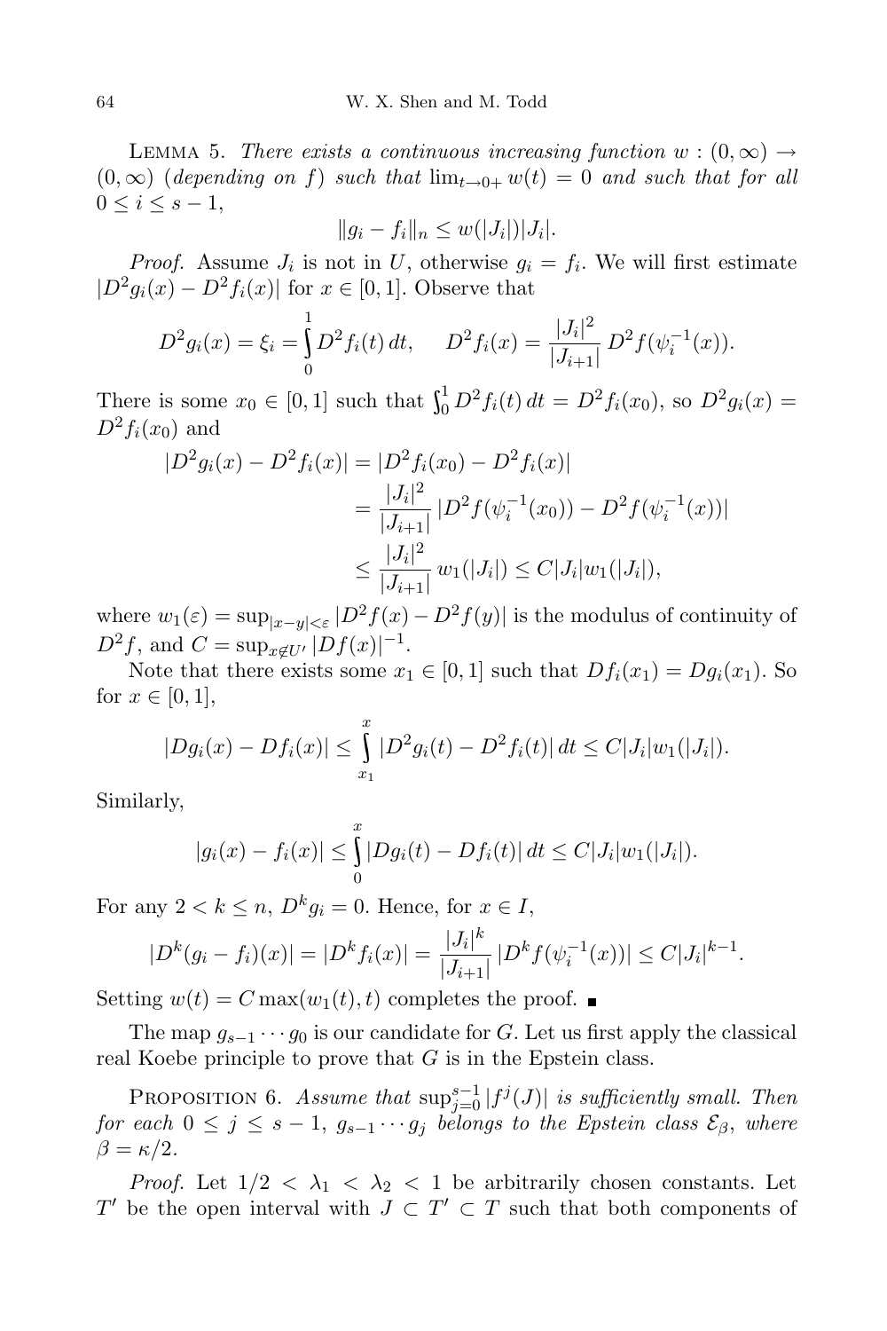LEMMA 5. *There exists a continuous increasing function $w : (0, \infty) \to (0, \infty)$ (depending on $f$) such that $\lim_{t \to 0+} w(t) = 0$ and such that for all $0 \le i \le s-1$,*

$$\|g_i - f_i\|_n \le w(|J_i|)|J_i|.$$

*Proof.* Assume $J_i$ is not in $U$, otherwise $g_i = f_i$. We will first estimate $|D^2 g_i(x) - D^2 f_i(x)|$ for $x \in [0,1]$. Observe that

$$D^2 g_i(x) = \xi_i = \int_0^1 D^2 f_i(t)\, dt, \qquad D^2 f_i(x) = \frac{|J_i|^2}{|J_{i+1}|} D^2 f(\psi_i^{-1}(x)).$$

There is some $x_0 \in [0,1]$ such that $\int_0^1 D^2 f_i(t)\, dt = D^2 f_i(x_0)$, so $D^2 g_i(x) = D^2 f_i(x_0)$ and

$$\begin{aligned}
|D^2 g_i(x) - D^2 f_i(x)| &= |D^2 f_i(x_0) - D^2 f_i(x)| \\
&= \frac{|J_i|^2}{|J_{i+1}|} |D^2 f(\psi_i^{-1}(x_0)) - D^2 f(\psi_i^{-1}(x))| \\
&\le \frac{|J_i|^2}{|J_{i+1}|} w_1(|J_i|) \le C|J_i| w_1(|J_i|),
\end{aligned}$$

where $w_1(\varepsilon) = \sup_{|x-y|<\varepsilon} |D^2 f(x) - D^2 f(y)|$ is the modulus of continuity of $D^2 f$, and $C = \sup_{x \notin U'} |Df(x)|^{-1}$.

Note that there exists some $x_1 \in [0,1]$ such that $Df_i(x_1) = Dg_i(x_1)$. So for $x \in [0,1]$,

$$|Dg_i(x) - Df_i(x)| \le \int_{x_1}^{x} |D^2 g_i(t) - D^2 f_i(t)|\, dt \le C|J_i| w_1(|J_i|).$$

Similarly,

$$|g_i(x) - f_i(x)| \le \int_0^x |Dg_i(t) - Df_i(t)|\, dt \le C|J_i| w_1(|J_i|).$$

For any $2 < k \le n$, $D^k g_i = 0$. Hence, for $x \in I$,

$$|D^k(g_i - f_i)(x)| = |D^k f_i(x)| = \frac{|J_i|^k}{|J_{i+1}|} |D^k f(\psi_i^{-1}(x))| \le C|J_i|^{k-1}.$$

Setting $w(t) = C \max(w_1(t), t)$ completes the proof. ∎

The map $g_{s-1} \cdots g_0$ is our candidate for $G$. Let us first apply the classical real Koebe principle to prove that $G$ is in the Epstein class.

PROPOSITION 6. *Assume that $\sup_{j=0}^{s-1} |f^j(J)|$ is sufficiently small. Then for each $0 \le j \le s-1$, $g_{s-1} \cdots g_j$ belongs to the Epstein class $\mathcal{E}_\beta$, where $\beta = \kappa/2$.*

*Proof.* Let $1/2 < \lambda_1 < \lambda_2 < 1$ be arbitrarily chosen constants. Let $T'$ be the open interval with $J \subset T' \subset T$ such that both components of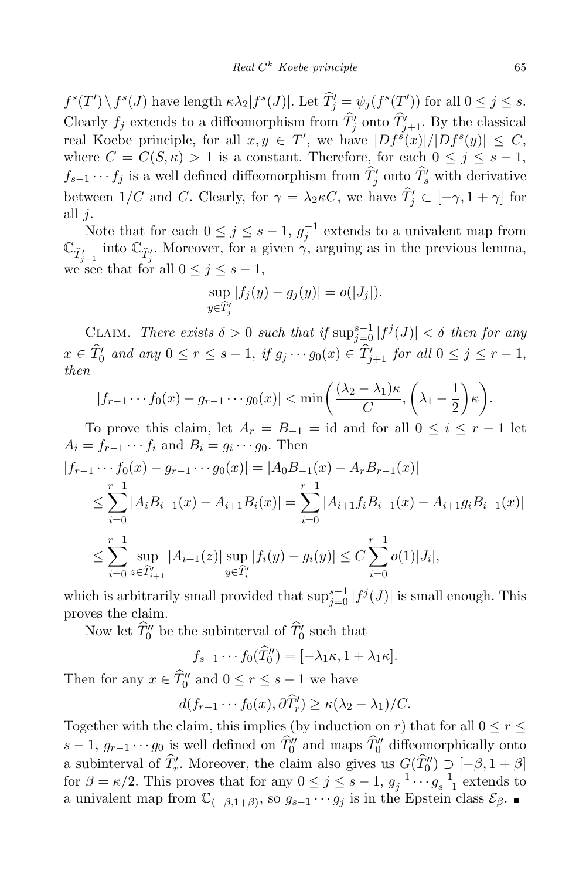$f^s(T')\setminus f^s(J)$ have length $\kappa\lambda_2|f^s(J)|$. Let $\widehat{T}'_j = \psi_j(f^s(T'))$ for all $0\le j\le s$. Clearly $f_j$ extends to a diffeomorphism from $\widehat{T}'_j$ onto $\widehat{T}'_{j+1}$. By the classical real Koebe principle, for all $x,y\in T'$, we have $|Df^s(x)|/|Df^s(y)|\le C$, where $C=C(S,\kappa)>1$ is a constant. Therefore, for each $0\le j\le s-1$, $f_{s-1}\cdots f_j$ is a well defined diffeomorphism from $\widehat{T}'_j$ onto $\widehat{T}'_s$ with derivative between $1/C$ and $C$. Clearly, for $\gamma=\lambda_2\kappa C$, we have $\widehat{T}'_j\subset[-\gamma,1+\gamma]$ for all $j$.

Note that for each $0\le j\le s-1$, $g_j^{-1}$ extends to a univalent map from $\mathbb{C}_{\widehat{T}'_{j+1}}$ into $\mathbb{C}_{\widehat{T}'_j}$. Moreover, for a given $\gamma$, arguing as in the previous lemma, we see that for all $0\le j\le s-1$,

$$\sup_{y\in\widehat{T}'_j}|f_j(y)-g_j(y)| = o(|J_j|).$$

Claim. *There exists $\delta>0$ such that if $\sup_{j=0}^{s-1}|f^j(J)|<\delta$ then for any $x\in\widehat{T}'_0$ and any $0\le r\le s-1$, if $g_j\cdots g_0(x)\in\widehat{T}'_{j+1}$ for all $0\le j\le r-1$, then*

$$|f_{r-1}\cdots f_0(x)-g_{r-1}\cdots g_0(x)| < \min\biggl(\frac{(\lambda_2-\lambda_1)\kappa}{C},\biggl(\lambda_1-\frac{1}{2}\biggr)\kappa\biggr).$$

To prove this claim, let $A_r=B_{-1}=\mathrm{id}$ and for all $0\le i\le r-1$ let $A_i=f_{r-1}\cdots f_i$ and $B_i=g_i\cdots g_0$. Then

$$\begin{aligned}
|f_{r-1}\cdots f_0(x)-g_{r-1}\cdots g_0(x)| &= |A_0B_{-1}(x)-A_rB_{r-1}(x)|\\
&\le \sum_{i=0}^{r-1}|A_iB_{i-1}(x)-A_{i+1}B_i(x)| = \sum_{i=0}^{r-1}|A_{i+1}f_iB_{i-1}(x)-A_{i+1}g_iB_{i-1}(x)|\\
&\le \sum_{i=0}^{r-1}\sup_{z\in\widehat{T}'_{i+1}}|A_{i+1}(z)|\sup_{y\in\widehat{T}'_i}|f_i(y)-g_i(y)| \le C\sum_{i=0}^{r-1}o(1)|J_i|,
\end{aligned}$$

which is arbitrarily small provided that $\sup_{j=0}^{s-1}|f^j(J)|$ is small enough. This proves the claim.

Now let $\widehat{T}''_0$ be the subinterval of $\widehat{T}'_0$ such that

$$f_{s-1}\cdots f_0(\widehat{T}''_0) = [-\lambda_1\kappa, 1+\lambda_1\kappa].$$

Then for any $x\in\widehat{T}''_0$ and $0\le r\le s-1$ we have

$$d(f_{r-1}\cdots f_0(x),\partial\widehat{T}'_r)\ge\kappa(\lambda_2-\lambda_1)/C.$$

Together with the claim, this implies (by induction on $r$) that for all $0\le r\le s-1$, $g_{r-1}\cdots g_0$ is well defined on $\widehat{T}''_0$ and maps $\widehat{T}''_0$ diffeomorphically onto a subinterval of $\widehat{T}'_r$. Moreover, the claim also gives us $G(\widehat{T}''_0)\supset[-\beta,1+\beta]$ for $\beta=\kappa/2$. This proves that for any $0\le j\le s-1$, $g_j^{-1}\cdots g_{s-1}^{-1}$ extends to a univalent map from $\mathbb{C}_{(-\beta,1+\beta)}$, so $g_{s-1}\cdots g_j$ is in the Epstein class $\mathcal{E}_\beta$. ∎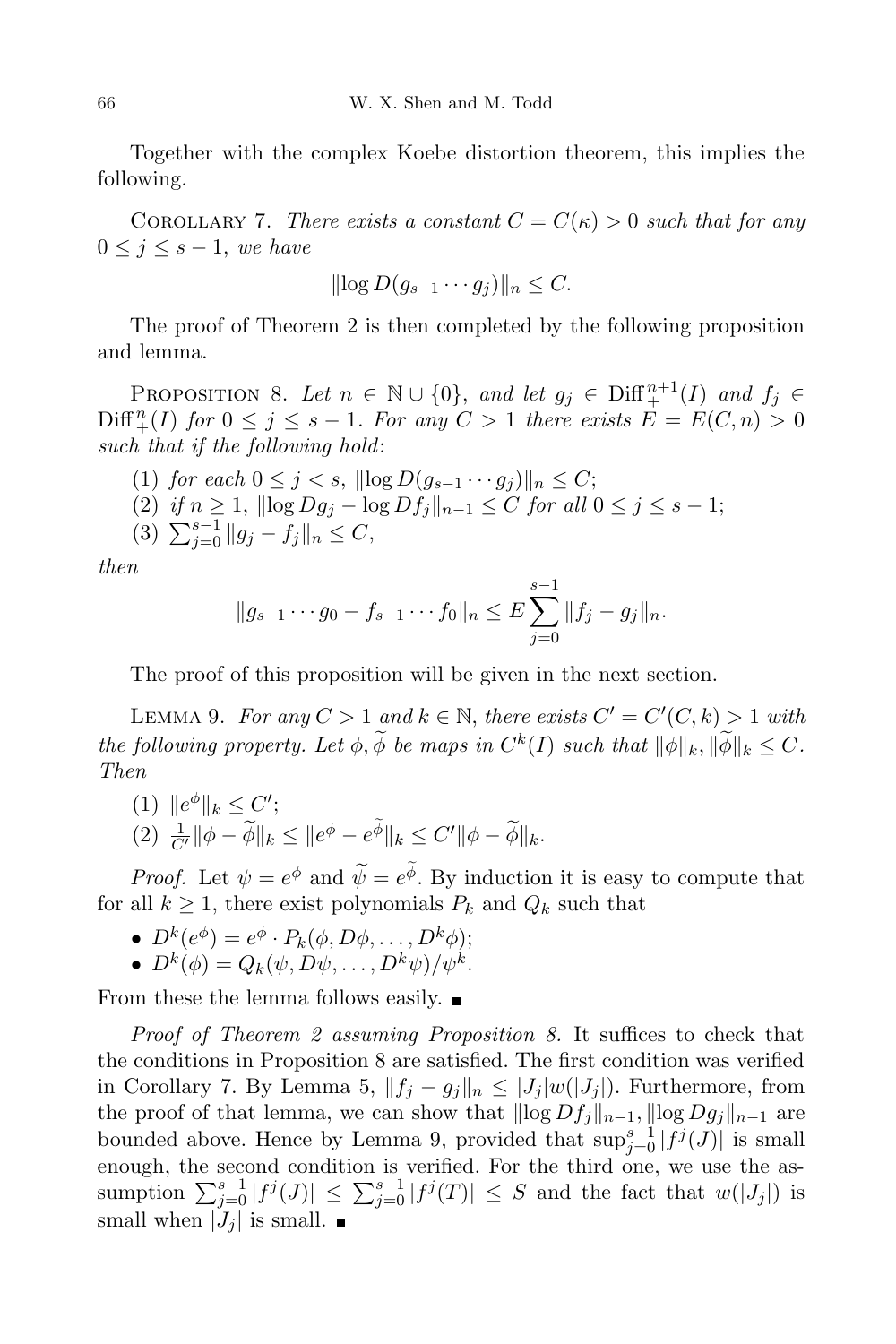Together with the complex Koebe distortion theorem, this implies the following.

COROLLARY 7. *There exists a constant $C = C(\kappa) > 0$ such that for any $0 \le j \le s-1$, we have*

$$\|\log D(g_{s-1} \cdots g_j)\|_n \le C.$$

The proof of Theorem 2 is then completed by the following proposition and lemma.

PROPOSITION 8. *Let $n \in \mathbb{N} \cup \{0\}$, and let $g_j \in \mathrm{Diff}_+^{n+1}(I)$ and $f_j \in \mathrm{Diff}_+^n(I)$ for $0 \le j \le s-1$. For any $C > 1$ there exists $E = E(C, n) > 0$ such that if the following hold*:

(1) *for each $0 \le j < s$, $\|\log D(g_{s-1} \cdots g_j)\|_n \le C$;*
(2) *if $n \ge 1$, $\|\log Dg_j - \log Df_j\|_{n-1} \le C$ for all $0 \le j \le s-1$;*
(3) *$\sum_{j=0}^{s-1} \|g_j - f_j\|_n \le C$,*

*then*

$$\|g_{s-1} \cdots g_0 - f_{s-1} \cdots f_0\|_n \le E \sum_{j=0}^{s-1} \|f_j - g_j\|_n.$$

The proof of this proposition will be given in the next section.

LEMMA 9. *For any $C > 1$ and $k \in \mathbb{N}$, there exists $C' = C'(C, k) > 1$ with the following property. Let $\phi, \widetilde{\phi}$ be maps in $C^k(I)$ such that $\|\phi\|_k, \|\widetilde{\phi}\|_k \le C$. Then*

(1) *$\|e^\phi\|_k \le C'$;*
(2) *$\frac{1}{C'}\|\phi - \widetilde{\phi}\|_k \le \|e^\phi - e^{\widetilde{\phi}}\|_k \le C'\|\phi - \widetilde{\phi}\|_k$.*

*Proof.* Let $\psi = e^\phi$ and $\widetilde{\psi} = e^{\widetilde{\phi}}$. By induction it is easy to compute that for all $k \ge 1$, there exist polynomials $P_k$ and $Q_k$ such that

- $D^k(e^\phi) = e^\phi \cdot P_k(\phi, D\phi, \ldots, D^k\phi)$;
- $D^k(\phi) = Q_k(\psi, D\psi, \ldots, D^k\psi)/\psi^k$.

From these the lemma follows easily. ∎

*Proof of Theorem 2 assuming Proposition 8.* It suffices to check that the conditions in Proposition 8 are satisfied. The first condition was verified in Corollary 7. By Lemma 5, $\|f_j - g_j\|_n \le |J_j| w(|J_j|)$. Furthermore, from the proof of that lemma, we can show that $\|\log Df_j\|_{n-1}, \|\log Dg_j\|_{n-1}$ are bounded above. Hence by Lemma 9, provided that $\sup_{j=0}^{s-1} |f^j(J)|$ is small enough, the second condition is verified. For the third one, we use the assumption $\sum_{j=0}^{s-1} |f^j(J)| \le \sum_{j=0}^{s-1} |f^j(T)| \le S$ and the fact that $w(|J_j|)$ is small when $|J_j|$ is small. ∎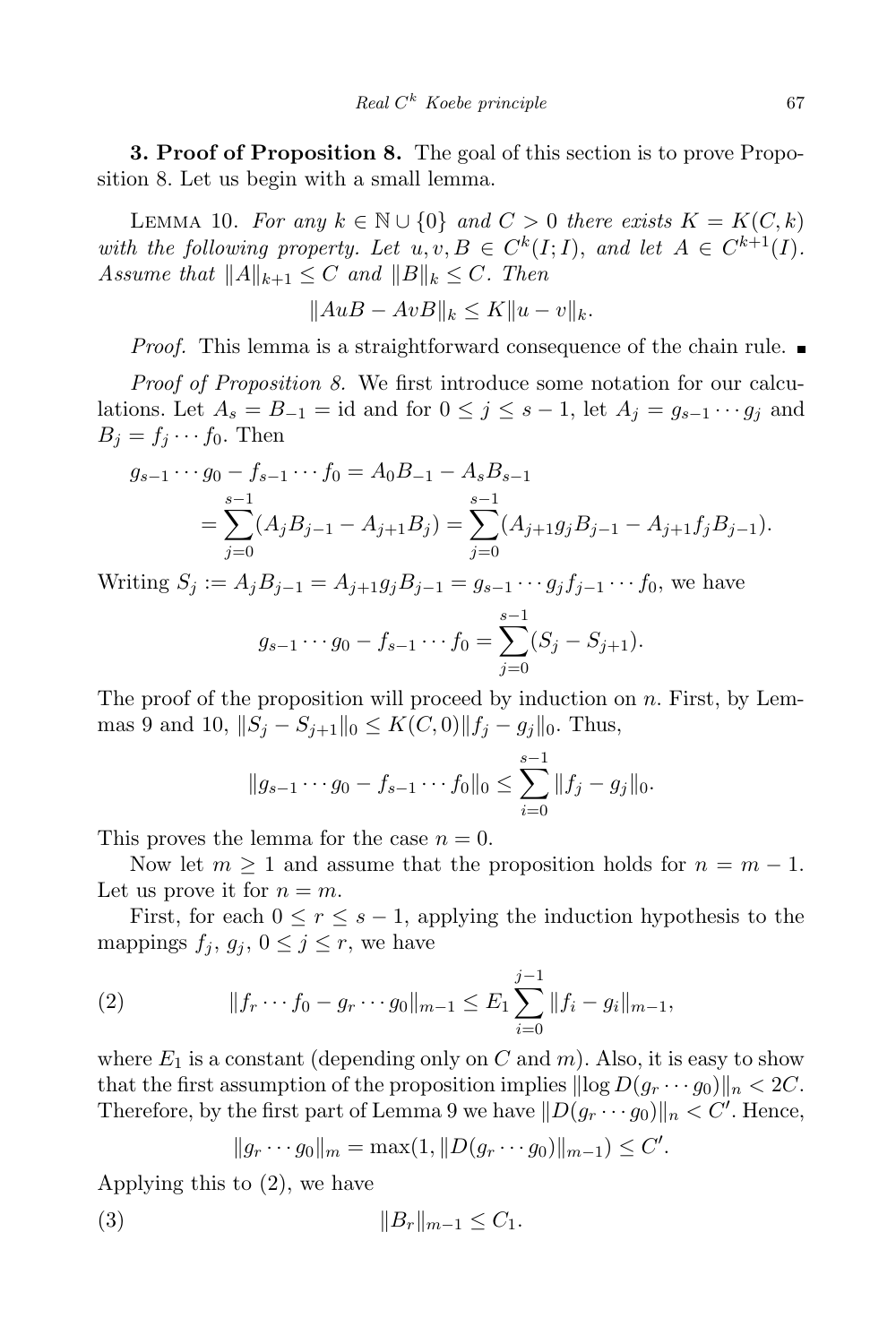**3. Proof of Proposition 8.** The goal of this section is to prove Proposition 8. Let us begin with a small lemma.

LEMMA 10. *For any $k \in \mathbb{N} \cup \{0\}$ and $C > 0$ there exists $K = K(C, k)$ with the following property. Let $u, v, B \in C^k(I; I)$, and let $A \in C^{k+1}(I)$. Assume that $\|A\|_{k+1} \le C$ and $\|B\|_k \le C$. Then*

$$\|AuB - AvB\|_k \le K\|u - v\|_k.$$

*Proof.* This lemma is a straightforward consequence of the chain rule. ■

*Proof of Proposition 8.* We first introduce some notation for our calculations. Let $A_s = B_{-1} = \mathrm{id}$ and for $0 \le j \le s-1$, let $A_j = g_{s-1} \cdots g_j$ and $B_j = f_j \cdots f_0$. Then

$$\begin{aligned} g_{s-1} \cdots g_0 - f_{s-1} \cdots f_0 &= A_0 B_{-1} - A_s B_{s-1} \\ &= \sum_{j=0}^{s-1} (A_j B_{j-1} - A_{j+1} B_j) = \sum_{j=0}^{s-1} (A_{j+1} g_j B_{j-1} - A_{j+1} f_j B_{j-1}). \end{aligned}$$

Writing $S_j := A_j B_{j-1} = A_{j+1} g_j B_{j-1} = g_{s-1} \cdots g_j f_{j-1} \cdots f_0$, we have

$$g_{s-1} \cdots g_0 - f_{s-1} \cdots f_0 = \sum_{j=0}^{s-1} (S_j - S_{j+1}).$$

The proof of the proposition will proceed by induction on $n$. First, by Lemmas 9 and 10, $\|S_j - S_{j+1}\|_0 \le K(C, 0)\|f_j - g_j\|_0$. Thus,

$$\|g_{s-1} \cdots g_0 - f_{s-1} \cdots f_0\|_0 \le \sum_{i=0}^{s-1} \|f_j - g_j\|_0.$$

This proves the lemma for the case $n = 0$.

Now let $m \ge 1$ and assume that the proposition holds for $n = m - 1$. Let us prove it for $n = m$.

First, for each $0 \le r \le s-1$, applying the induction hypothesis to the mappings $f_j$, $g_j$, $0 \le j \le r$, we have

$$\|f_r \cdots f_0 - g_r \cdots g_0\|_{m-1} \le E_1 \sum_{i=0}^{j-1} \|f_i - g_i\|_{m-1}, \tag{2}$$

where $E_1$ is a constant (depending only on $C$ and $m$). Also, it is easy to show that the first assumption of the proposition implies $\|\log D(g_r \cdots g_0)\|_n < 2C$. Therefore, by the first part of Lemma 9 we have $\|D(g_r \cdots g_0)\|_n < C'$. Hence,

$$\|g_r \cdots g_0\|_m = \max(1, \|D(g_r \cdots g_0)\|_{m-1}) \le C'.$$

Applying this to (2), we have

$$\|B_r\|_{m-1} \le C_1. \tag{3}$$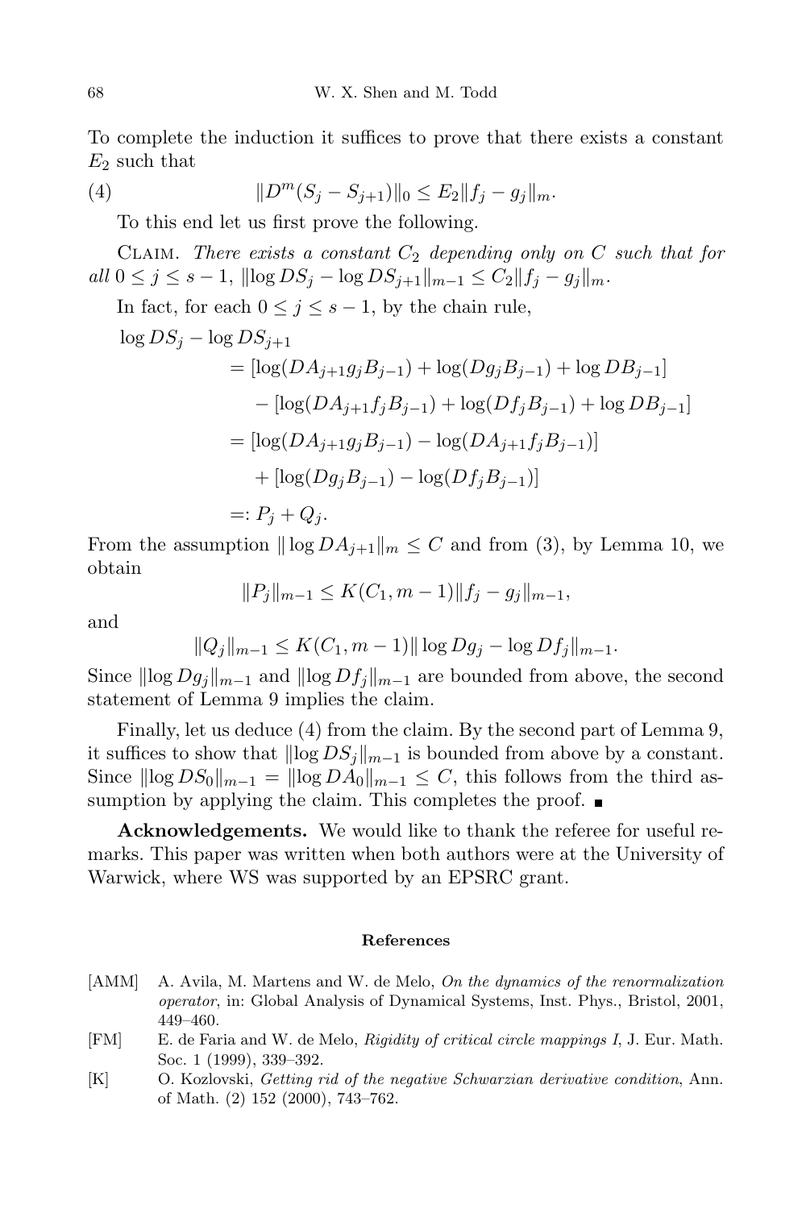To complete the induction it suffices to prove that there exists a constant $E_2$ such that

$$\|D^m(S_j - S_{j+1})\|_0 \le E_2 \|f_j - g_j\|_m. \tag{4}$$

To this end let us first prove the following.

Claim. *There exists a constant $C_2$ depending only on $C$ such that for all $0 \le j \le s-1$, $\|\log DS_j - \log DS_{j+1}\|_{m-1} \le C_2 \|f_j - g_j\|_m$.*

In fact, for each $0 \le j \le s-1$, by the chain rule,

$$\begin{aligned}
\log DS_j - \log DS_{j+1}& \\
&= [\log(DA_{j+1} g_j B_{j-1}) + \log(Dg_j B_{j-1}) + \log DB_{j-1}] \\
&\quad - [\log(DA_{j+1} f_j B_{j-1}) + \log(Df_j B_{j-1}) + \log DB_{j-1}] \\
&= [\log(DA_{j+1} g_j B_{j-1}) - \log(DA_{j+1} f_j B_{j-1})] \\
&\quad + [\log(Dg_j B_{j-1}) - \log(Df_j B_{j-1})] \\
&=: P_j + Q_j.
\end{aligned}$$

From the assumption $\|\log DA_{j+1}\|_m \le C$ and from (3), by Lemma 10, we obtain

$$\|P_j\|_{m-1} \le K(C_1, m-1)\|f_j - g_j\|_{m-1},$$

and

$$\|Q_j\|_{m-1} \le K(C_1, m-1)\|\log Dg_j - \log Df_j\|_{m-1}.$$

Since $\|\log Dg_j\|_{m-1}$ and $\|\log Df_j\|_{m-1}$ are bounded from above, the second statement of Lemma 9 implies the claim.

Finally, let us deduce (4) from the claim. By the second part of Lemma 9, it suffices to show that $\|\log DS_j\|_{m-1}$ is bounded from above by a constant. Since $\|\log DS_0\|_{m-1} = \|\log DA_0\|_{m-1} \le C$, this follows from the third assumption by applying the claim. This completes the proof. ∎

**Acknowledgements.** We would like to thank the referee for useful remarks. This paper was written when both authors were at the University of Warwick, where WS was supported by an EPSRC grant.

#### References

[AMM] A. Avila, M. Martens and W. de Melo, *On the dynamics of the renormalization operator*, in: Global Analysis of Dynamical Systems, Inst. Phys., Bristol, 2001, 449–460.

[FM] E. de Faria and W. de Melo, *Rigidity of critical circle mappings I*, J. Eur. Math. Soc. 1 (1999), 339–392.

[K] O. Kozlovski, *Getting rid of the negative Schwarzian derivative condition*, Ann. of Math. (2) 152 (2000), 743–762.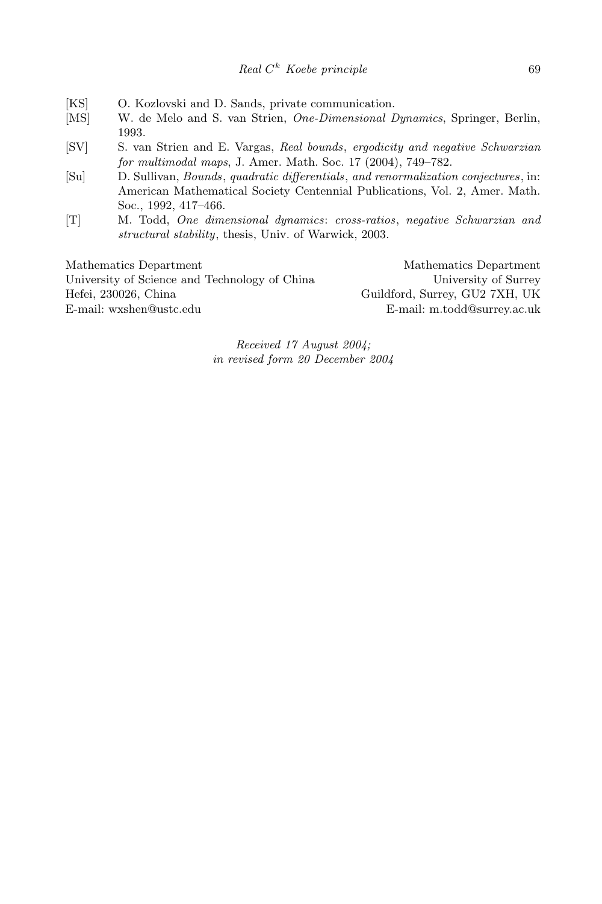- [KS] O. Kozlovski and D. Sands, private communication.
- [MS] W. de Melo and S. van Strien, *One-Dimensional Dynamics*, Springer, Berlin, 1993.
- [SV] S. van Strien and E. Vargas, *Real bounds, ergodicity and negative Schwarzian for multimodal maps*, J. Amer. Math. Soc. 17 (2004), 749–782.
- [Su] D. Sullivan, *Bounds, quadratic differentials, and renormalization conjectures*, in: American Mathematical Society Centennial Publications, Vol. 2, Amer. Math. Soc., 1992, 417–466.
- [T] M. Todd, *One dimensional dynamics: cross-ratios, negative Schwarzian and structural stability*, thesis, Univ. of Warwick, 2003.

Mathematics Department
University of Science and Technology of China
Hefei, 230026, China
E-mail: wxshen@ustc.edu

Mathematics Department
University of Surrey
Guildford, Surrey, GU2 7XH, UK
E-mail: m.todd@surrey.ac.uk

*Received 17 August 2004;*
*in revised form 20 December 2004*